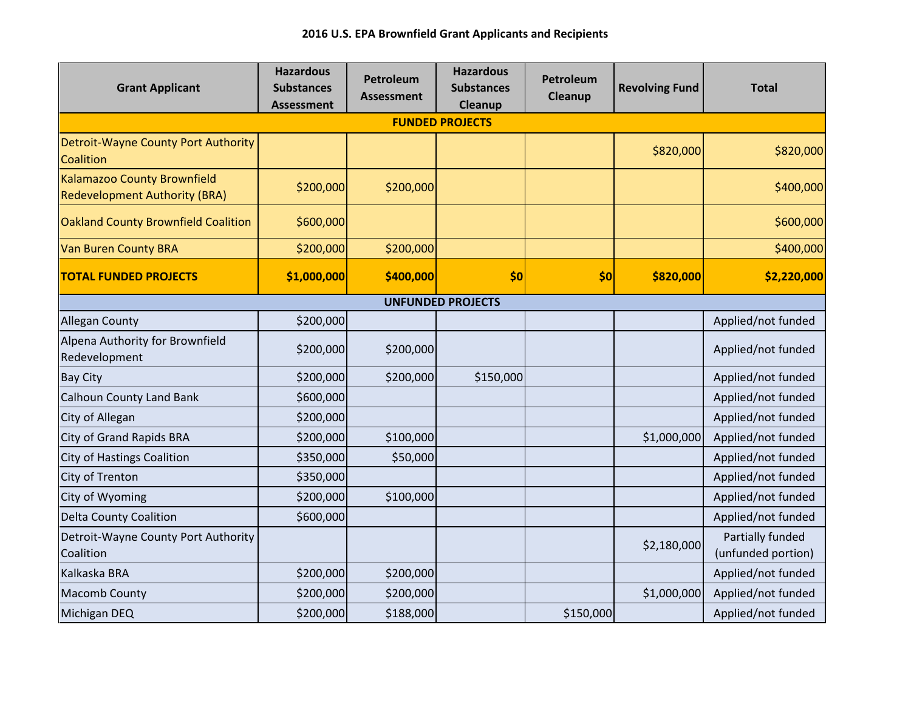**2016 U.S. EPA Brownfield Grant Applicants and Recipients**

| Grant Applicant | Hazardous Substances Assessment | Petroleum Assessment | Hazardous Substances Cleanup | Petroleum Cleanup | Revolving Fund | Total |
|---|---|---|---|---|---|---|
| **FUNDED PROJECTS** | | | | | | |
| Detroit-Wayne County Port Authority Coalition | | | | | $820,000 | $820,000 |
| Kalamazoo County Brownfield Redevelopment Authority (BRA) | $200,000 | $200,000 | | | | $400,000 |
| Oakland County Brownfield Coalition | $600,000 | | | | | $600,000 |
| Van Buren County BRA | $200,000 | $200,000 | | | | $400,000 |
| **TOTAL FUNDED PROJECTS** | **$1,000,000** | **$400,000** | **$0** | **$0** | **$820,000** | **$2,220,000** |
| **UNFUNDED PROJECTS** | | | | | | |
| Allegan County | $200,000 | | | | | Applied/not funded |
| Alpena Authority for Brownfield Redevelopment | $200,000 | $200,000 | | | | Applied/not funded |
| Bay City | $200,000 | $200,000 | $150,000 | | | Applied/not funded |
| Calhoun County Land Bank | $600,000 | | | | | Applied/not funded |
| City of Allegan | $200,000 | | | | | Applied/not funded |
| City of Grand Rapids BRA | $200,000 | $100,000 | | | $1,000,000 | Applied/not funded |
| City of Hastings Coalition | $350,000 | $50,000 | | | | Applied/not funded |
| City of Trenton | $350,000 | | | | | Applied/not funded |
| City of Wyoming | $200,000 | $100,000 | | | | Applied/not funded |
| Delta County Coalition | $600,000 | | | | | Applied/not funded |
| Detroit-Wayne County Port Authority Coalition | | | | | $2,180,000 | Partially funded (unfunded portion) |
| Kalkaska BRA | $200,000 | $200,000 | | | | Applied/not funded |
| Macomb County | $200,000 | $200,000 | | | $1,000,000 | Applied/not funded |
| Michigan DEQ | $200,000 | $188,000 | | $150,000 | | Applied/not funded |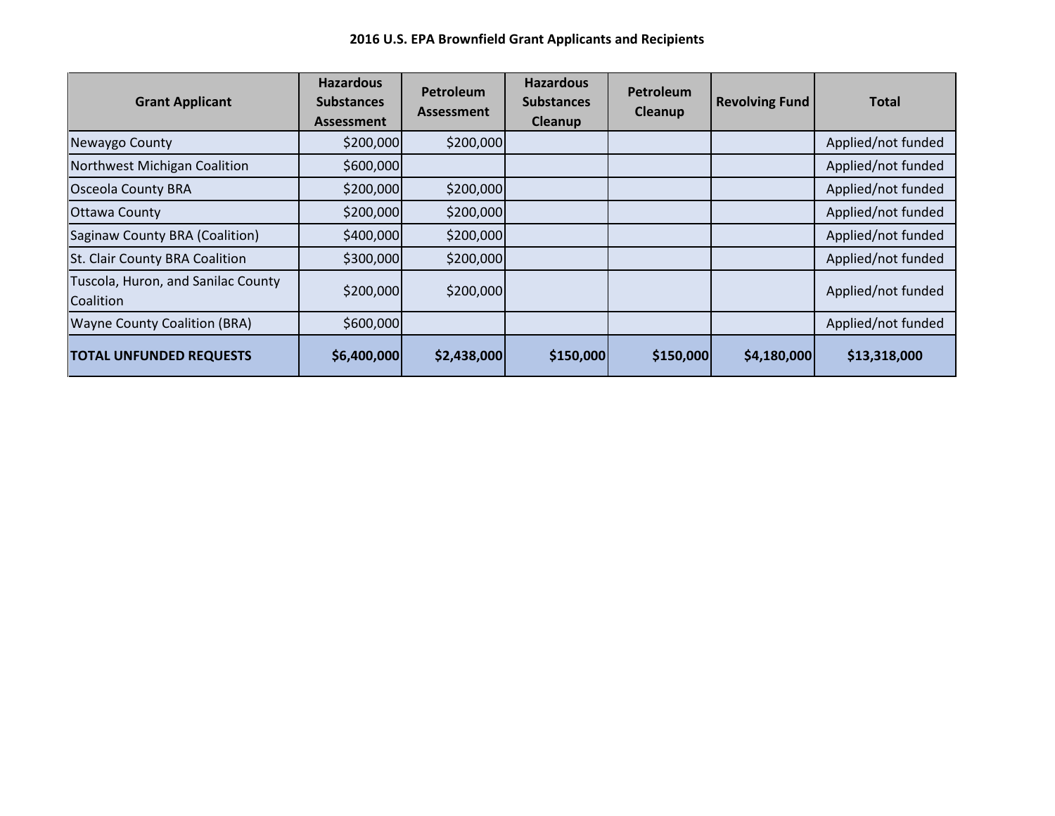**2016 U.S. EPA Brownfield Grant Applicants and Recipients**

| Grant Applicant | Hazardous Substances Assessment | Petroleum Assessment | Hazardous Substances Cleanup | Petroleum Cleanup | Revolving Fund | Total |
|---|---|---|---|---|---|---|
| Newaygo County | $200,000 | $200,000 | | | | Applied/not funded |
| Northwest Michigan Coalition | $600,000 | | | | | Applied/not funded |
| Osceola County BRA | $200,000 | $200,000 | | | | Applied/not funded |
| Ottawa County | $200,000 | $200,000 | | | | Applied/not funded |
| Saginaw County BRA (Coalition) | $400,000 | $200,000 | | | | Applied/not funded |
| St. Clair County BRA Coalition | $300,000 | $200,000 | | | | Applied/not funded |
| Tuscola, Huron, and Sanilac County Coalition | $200,000 | $200,000 | | | | Applied/not funded |
| Wayne County Coalition (BRA) | $600,000 | | | | | Applied/not funded |
| **TOTAL UNFUNDED REQUESTS** | **$6,400,000** | **$2,438,000** | **$150,000** | **$150,000** | **$4,180,000** | **$13,318,000** |